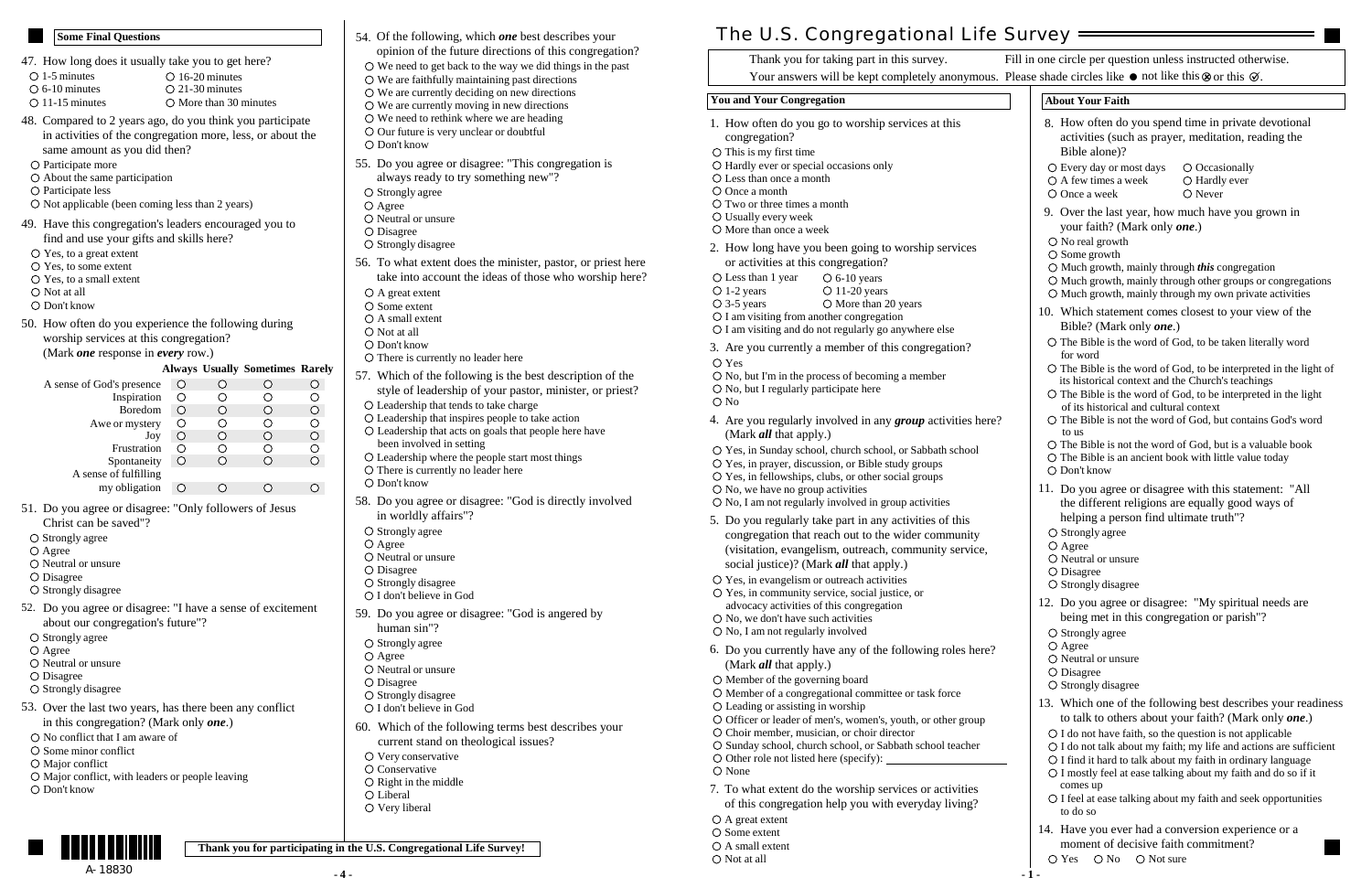## Some Final Questions

47. How long does it usually take you to get here?

- ○ 1-5 minutes
- ○ 6-10 minutes
- ○ 11-15 minutes
- ○ 16-20 minutes
- ○ 21-30 minutes
- ○ More than 30 minutes

48. Compared to 2 years ago, do you think you participate in activities of the congregation more, less, or about the same amount as you did then?

- ○ Participate more
- ○ About the same participation
- ○ Participate less
- ○ Not applicable (been coming less than 2 years)

49. Have this congregation's leaders encouraged you to find and use your gifts and skills here?

- ○ Yes, to a great extent
- ○ Yes, to some extent
- ○ Yes, to a small extent
- ○ Not at all
- ○ Don't know

50. How often do you experience the following during worship services at this congregation? (Mark *one* response in *every* row.)

| | Always | Usually | Sometimes | Rarely |
|---|---|---|---|---|
| A sense of God's presence | ○ | ○ | ○ | ○ |
| Inspiration | ○ | ○ | ○ | ○ |
| Boredom | ○ | ○ | ○ | ○ |
| Awe or mystery | ○ | ○ | ○ | ○ |
| Joy | ○ | ○ | ○ | ○ |
| Frustration | ○ | ○ | ○ | ○ |
| Spontaneity | ○ | ○ | ○ | ○ |
| A sense of fulfilling my obligation | ○ | ○ | ○ | ○ |

51. Do you agree or disagree: "Only followers of Jesus Christ can be saved"?

- ○ Strongly agree
- ○ Agree
- ○ Neutral or unsure
- ○ Disagree
- ○ Strongly disagree

52. Do you agree or disagree: "I have a sense of excitement about our congregation's future"?

- ○ Strongly agree
- ○ Agree
- ○ Neutral or unsure
- ○ Disagree
- ○ Strongly disagree

53. Over the last two years, has there been any conflict in this congregation? (Mark only *one*.)

- ○ No conflict that I am aware of
- ○ Some minor conflict
- ○ Major conflict
- ○ Major conflict, with leaders or people leaving
- ○ Don't know

54. Of the following, which *one* best describes your opinion of the future directions of this congregation?

- ○ We need to get back to the way we did things in the past
- ○ We are faithfully maintaining past directions
- ○ We are currently deciding on new directions
- ○ We are currently moving in new directions
- ○ We need to rethink where we are heading
- ○ Our future is very unclear or doubtful
- ○ Don't know

55. Do you agree or disagree: "This congregation is always ready to try something new"?

- ○ Strongly agree
- ○ Agree
- ○ Neutral or unsure
- ○ Disagree
- ○ Strongly disagree

56. To what extent does the minister, pastor, or priest here take into account the ideas of those who worship here?

- ○ A great extent
- ○ Some extent
- ○ A small extent
- ○ Not at all
- ○ Don't know
- ○ There is currently no leader here

57. Which of the following is the best description of the style of leadership of your pastor, minister, or priest?

- ○ Leadership that tends to take charge
- ○ Leadership that inspires people to take action
- ○ Leadership that acts on goals that people here have been involved in setting
- ○ Leadership where the people start most things
- ○ There is currently no leader here
- ○ Don't know

58. Do you agree or disagree: "God is directly involved in worldly affairs"?

- ○ Strongly agree
- ○ Agree
- ○ Neutral or unsure
- ○ Disagree
- ○ Strongly disagree
- ○ I don't believe in God

59. Do you agree or disagree: "God is angered by human sin"?

- ○ Strongly agree
- ○ Agree
- ○ Neutral or unsure
- ○ Disagree
- ○ Strongly disagree
- ○ I don't believe in God

60. Which of the following terms best describes your current stand on theological issues?

- ○ Very conservative
- ○ Conservative
- ○ Right in the middle
- ○ Liberal
- ○ Very liberal

**Thank you for participating in the U.S. Congregational Life Survey!**

A- 18830

# The U.S. Congregational Life Survey

Thank you for taking part in this survey. Fill in one circle per question unless instructed otherwise.
Your answers will be kept completely anonymous. Please shade circles like ● not like this ⊗ or this ⊘.

## You and Your Congregation

1. How often do you go to worship services at this congregation?

- ○ This is my first time
- ○ Hardly ever or special occasions only
- ○ Less than once a month
- ○ Once a month
- ○ Two or three times a month
- ○ Usually every week
- ○ More than once a week

2. How long have you been going to worship services or activities at this congregation?

- ○ Less than 1 year
- ○ 1-2 years
- ○ 3-5 years
- ○ 6-10 years
- ○ 11-20 years
- ○ More than 20 years
- ○ I am visiting from another congregation
- ○ I am visiting and do not regularly go anywhere else

3. Are you currently a member of this congregation?

- ○ Yes
- ○ No, but I'm in the process of becoming a member
- ○ No, but I regularly participate here
- ○ No

4. Are you regularly involved in any *group* activities here? (Mark *all* that apply.)

- ○ Yes, in Sunday school, church school, or Sabbath school
- ○ Yes, in prayer, discussion, or Bible study groups
- ○ Yes, in fellowships, clubs, or other social groups
- ○ No, we have no group activities
- ○ No, I am not regularly involved in group activities

5. Do you regularly take part in any activities of this congregation that reach out to the wider community (visitation, evangelism, outreach, community service, social justice)? (Mark *all* that apply.)

- ○ Yes, in evangelism or outreach activities
- ○ Yes, in community service, social justice, or advocacy activities of this congregation
- ○ No, we don't have such activities
- ○ No, I am not regularly involved

6. Do you currently have any of the following roles here? (Mark *all* that apply.)

- ○ Member of the governing board
- ○ Member of a congregational committee or task force
- ○ Leading or assisting in worship
- ○ Officer or leader of men's, women's, youth, or other group
- ○ Choir member, musician, or choir director
- ○ Sunday school, church school, or Sabbath school teacher
- ○ Other role not listed here (specify): ____________________
- ○ None

7. To what extent do the worship services or activities of this congregation help you with everyday living?

- ○ A great extent
- ○ Some extent
- ○ A small extent
- ○ Not at all

## About Your Faith

8. How often do you spend time in private devotional activities (such as prayer, meditation, reading the Bible alone)?

- ○ Every day or most days
- ○ A few times a week
- ○ Once a week
- ○ Occasionally
- ○ Hardly ever
- ○ Never

9. Over the last year, how much have you grown in your faith? (Mark only *one*.)

- ○ No real growth
- ○ Some growth
- ○ Much growth, mainly through *this* congregation
- ○ Much growth, mainly through other groups or congregations
- ○ Much growth, mainly through my own private activities

10. Which statement comes closest to your view of the Bible? (Mark only *one*.)

- ○ The Bible is the word of God, to be taken literally word for word
- ○ The Bible is the word of God, to be interpreted in the light of its historical context and the Church's teachings
- ○ The Bible is the word of God, to be interpreted in the light of its historical and cultural context
- ○ The Bible is not the word of God, but contains God's word to us
- ○ The Bible is not the word of God, but is a valuable book
- ○ The Bible is an ancient book with little value today
- ○ Don't know

11. Do you agree or disagree with this statement: "All the different religions are equally good ways of helping a person find ultimate truth"?

- ○ Strongly agree
- ○ Agree
- ○ Neutral or unsure
- ○ Disagree
- ○ Strongly disagree

12. Do you agree or disagree: "My spiritual needs are being met in this congregation or parish"?

- ○ Strongly agree
- ○ Agree
- ○ Neutral or unsure
- ○ Disagree
- ○ Strongly disagree

13. Which one of the following best describes your readiness to talk to others about your faith? (Mark only *one*.)

- ○ I do not have faith, so the question is not applicable
- ○ I do not talk about my faith; my life and actions are sufficient
- ○ I find it hard to talk about my faith in ordinary language
- ○ I mostly feel at ease talking about my faith and do so if it comes up
- ○ I feel at ease talking about my faith and seek opportunities to do so

14. Have you ever had a conversion experience or a moment of decisive faith commitment?

○ Yes ○ No ○ Not sure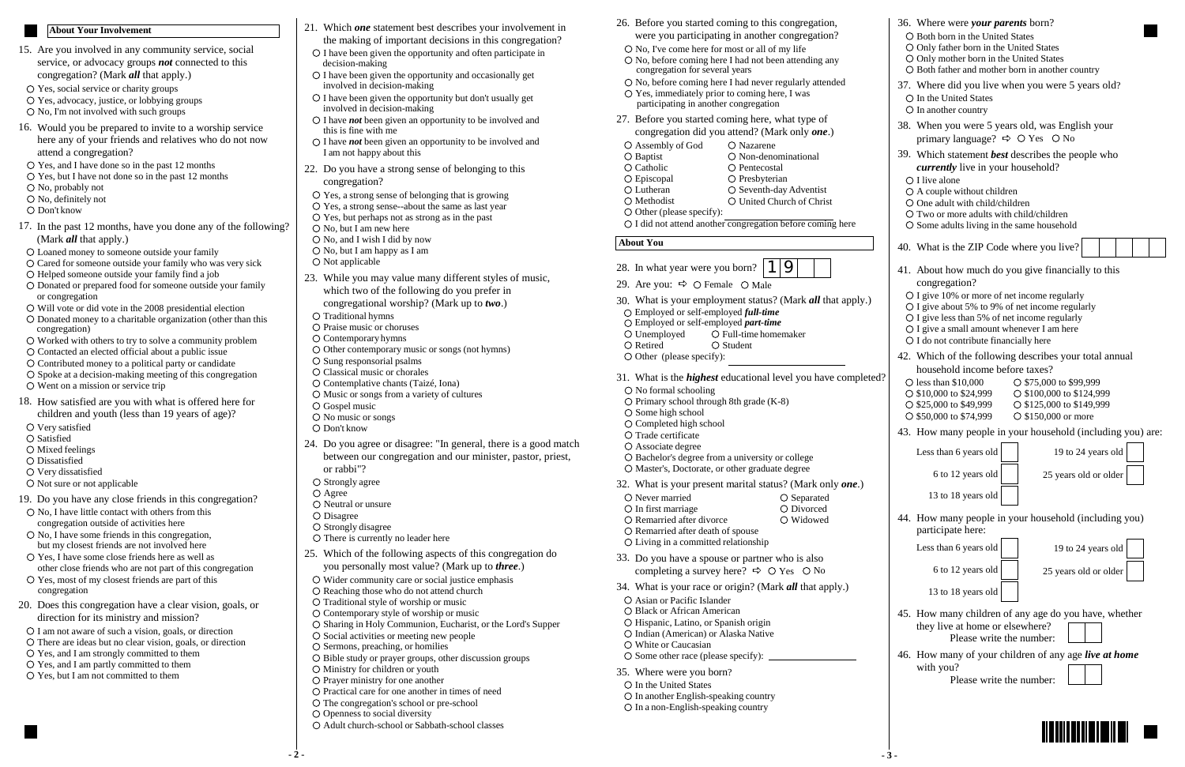## About Your Involvement

15. Are you involved in any community service, social service, or advocacy groups ***not*** connected to this congregation? (Mark ***all*** that apply.)
   - ○ Yes, social service or charity groups
   - ○ Yes, advocacy, justice, or lobbying groups
   - ○ No, I'm not involved with such groups

16. Would you be prepared to invite to a worship service here any of your friends and relatives who do not now attend a congregation?
   - ○ Yes, and I have done so in the past 12 months
   - ○ Yes, but I have not done so in the past 12 months
   - ○ No, probably not
   - ○ No, definitely not
   - ○ Don't know

17. In the past 12 months, have you done any of the following? (Mark ***all*** that apply.)
   - ○ Loaned money to someone outside your family
   - ○ Cared for someone outside your family who was very sick
   - ○ Helped someone outside your family find a job
   - ○ Donated or prepared food for someone outside your family or congregation
   - ○ Will vote or did vote in the 2008 presidential election
   - ○ Donated money to a charitable organization (other than this congregation)
   - ○ Worked with others to try to solve a community problem
   - ○ Contacted an elected official about a public issue
   - ○ Contributed money to a political party or candidate
   - ○ Spoke at a decision-making meeting of this congregation
   - ○ Went on a mission or service trip

18. How satisfied are you with what is offered here for children and youth (less than 19 years of age)?
   - ○ Very satisfied
   - ○ Satisfied
   - ○ Mixed feelings
   - ○ Dissatisfied
   - ○ Very dissatisfied
   - ○ Not sure or not applicable

19. Do you have any close friends in this congregation?
   - ○ No, I have little contact with others from this congregation outside of activities here
   - ○ No, I have some friends in this congregation, but my closest friends are not involved here
   - ○ Yes, I have some close friends here as well as other close friends who are not part of this congregation
   - ○ Yes, most of my closest friends are part of this congregation

20. Does this congregation have a clear vision, goals, or direction for its ministry and mission?
   - ○ I am not aware of such a vision, goals, or direction
   - ○ There are ideas but no clear vision, goals, or direction
   - ○ Yes, and I am strongly committed to them
   - ○ Yes, and I am partly committed to them
   - ○ Yes, but I am not committed to them

21. Which ***one*** statement best describes your involvement in the making of important decisions in this congregation?
   - ○ I have been given the opportunity and often participate in decision-making
   - ○ I have been given the opportunity and occasionally get involved in decision-making
   - ○ I have been given the opportunity but don't usually get involved in decision-making
   - ○ I have ***not*** been given an opportunity to be involved and this is fine with me
   - ○ I have ***not*** been given an opportunity to be involved and I am not happy about this

22. Do you have a strong sense of belonging to this congregation?
   - ○ Yes, a strong sense of belonging that is growing
   - ○ Yes, a strong sense--about the same as last year
   - ○ Yes, but perhaps not as strong as in the past
   - ○ No, but I am new here
   - ○ No, and I wish I did by now
   - ○ No, but I am happy as I am
   - ○ Not applicable

23. While you may value many different styles of music, which two of the following do you prefer in congregational worship? (Mark up to ***two***.)
   - ○ Traditional hymns
   - ○ Praise music or choruses
   - ○ Contemporary hymns
   - ○ Other contemporary music or songs (not hymns)
   - ○ Sung responsorial psalms
   - ○ Classical music or chorales
   - ○ Contemplative chants (Taizé, Iona)
   - ○ Music or songs from a variety of cultures
   - ○ Gospel music
   - ○ No music or songs
   - ○ Don't know

24. Do you agree or disagree: "In general, there is a good match between our congregation and our minister, pastor, priest, or rabbi"?
   - ○ Strongly agree
   - ○ Agree
   - ○ Neutral or unsure
   - ○ Disagree
   - ○ Strongly disagree
   - ○ There is currently no leader here

25. Which of the following aspects of this congregation do you personally most value? (Mark up to ***three***.)
   - ○ Wider community care or social justice emphasis
   - ○ Reaching those who do not attend church
   - ○ Traditional style of worship or music
   - ○ Contemporary style of worship or music
   - ○ Sharing in Holy Communion, Eucharist, or the Lord's Supper
   - ○ Social activities or meeting new people
   - ○ Sermons, preaching, or homilies
   - ○ Bible study or prayer groups, other discussion groups
   - ○ Ministry for children or youth
   - ○ Prayer ministry for one another
   - ○ Practical care for one another in times of need
   - ○ The congregation's school or pre-school
   - ○ Openness to social diversity
   - ○ Adult church-school or Sabbath-school classes

26. Before you started coming to this congregation, were you participating in another congregation?
   - ○ No, I've come here for most or all of my life
   - ○ No, before coming here I had not been attending any congregation for several years
   - ○ No, before coming here I had never regularly attended
   - ○ Yes, immediately prior to coming here, I was participating in another congregation

27. Before you started coming here, what type of congregation did you attend? (Mark only ***one***.)
   - ○ Assembly of God
   - ○ Baptist
   - ○ Catholic
   - ○ Episcopal
   - ○ Lutheran
   - ○ Methodist
   - ○ Nazarene
   - ○ Non-denominational
   - ○ Pentecostal
   - ○ Presbyterian
   - ○ Seventh-day Adventist
   - ○ United Church of Christ
   - ○ Other (please specify): ____________
   - ○ I did not attend another congregation before coming here

## About You

28. In what year were you born? 1 9 __ __

29. Are you: ⇨ ○ Female ○ Male

30. What is your employment status? (Mark ***all*** that apply.)
   - ○ Employed or self-employed ***full-time***
   - ○ Employed or self-employed ***part-time***
   - ○ Unemployed
   - ○ Full-time homemaker
   - ○ Retired
   - ○ Student
   - ○ Other (please specify): ____________

31. What is the ***highest*** educational level you have completed?
   - ○ No formal schooling
   - ○ Primary school through 8th grade (K-8)
   - ○ Some high school
   - ○ Completed high school
   - ○ Trade certificate
   - ○ Associate degree
   - ○ Bachelor's degree from a university or college
   - ○ Master's, Doctorate, or other graduate degree

32. What is your present marital status? (Mark only ***one***.)
   - ○ Never married
   - ○ In first marriage
   - ○ Remarried after divorce
   - ○ Remarried after death of spouse
   - ○ Living in a committed relationship
   - ○ Separated
   - ○ Divorced
   - ○ Widowed

33. Do you have a spouse or partner who is also completing a survey here? ⇨ ○ Yes ○ No

34. What is your race or origin? (Mark ***all*** that apply.)
   - ○ Asian or Pacific Islander
   - ○ Black or African American
   - ○ Hispanic, Latino, or Spanish origin
   - ○ Indian (American) or Alaska Native
   - ○ White or Caucasian
   - ○ Some other race (please specify): ____________

35. Where were you born?
   - ○ In the United States
   - ○ In another English-speaking country
   - ○ In a non-English-speaking country

36. Where were ***your parents*** born?
   - ○ Both born in the United States
   - ○ Only father born in the United States
   - ○ Only mother born in the United States
   - ○ Both father and mother born in another country

37. Where did you live when you were 5 years old?
   - ○ In the United States
   - ○ In another country

38. When you were 5 years old, was English your primary language? ⇨ ○ Yes ○ No

39. Which statement ***best*** describes the people who ***currently*** live in your household?
   - ○ I live alone
   - ○ A couple without children
   - ○ One adult with child/children
   - ○ Two or more adults with child/children
   - ○ Some adults living in the same household

40. What is the ZIP Code where you live? __ __ __ __ __

41. About how much do you give financially to this congregation?
   - ○ I give 10% or more of net income regularly
   - ○ I give about 5% to 9% of net income regularly
   - ○ I give less than 5% of net income regularly
   - ○ I give a small amount whenever I am here
   - ○ I do not contribute financially here

42. Which of the following describes your total annual household income before taxes?
   - ○ less than $10,000
   - ○ $10,000 to $24,999
   - ○ $25,000 to $49,999
   - ○ $50,000 to $74,999
   - ○ $75,000 to $99,999
   - ○ $100,000 to $124,999
   - ○ $125,000 to $149,999
   - ○ $150,000 or more

43. How many people in your household (including you) are:
   - Less than 6 years old ____
   - 6 to 12 years old ____
   - 13 to 18 years old ____
   - 19 to 24 years old ____
   - 25 years old or older ____

44. How many people in your household (including you) participate here:
   - Less than 6 years old ____
   - 6 to 12 years old ____
   - 13 to 18 years old ____
   - 19 to 24 years old ____
   - 25 years old or older ____

45. How many children of any age do you have, whether they live at home or elsewhere?
   Please write the number: __ __

46. How many of your children of any age ***live at home*** with you?
   Please write the number: __ __